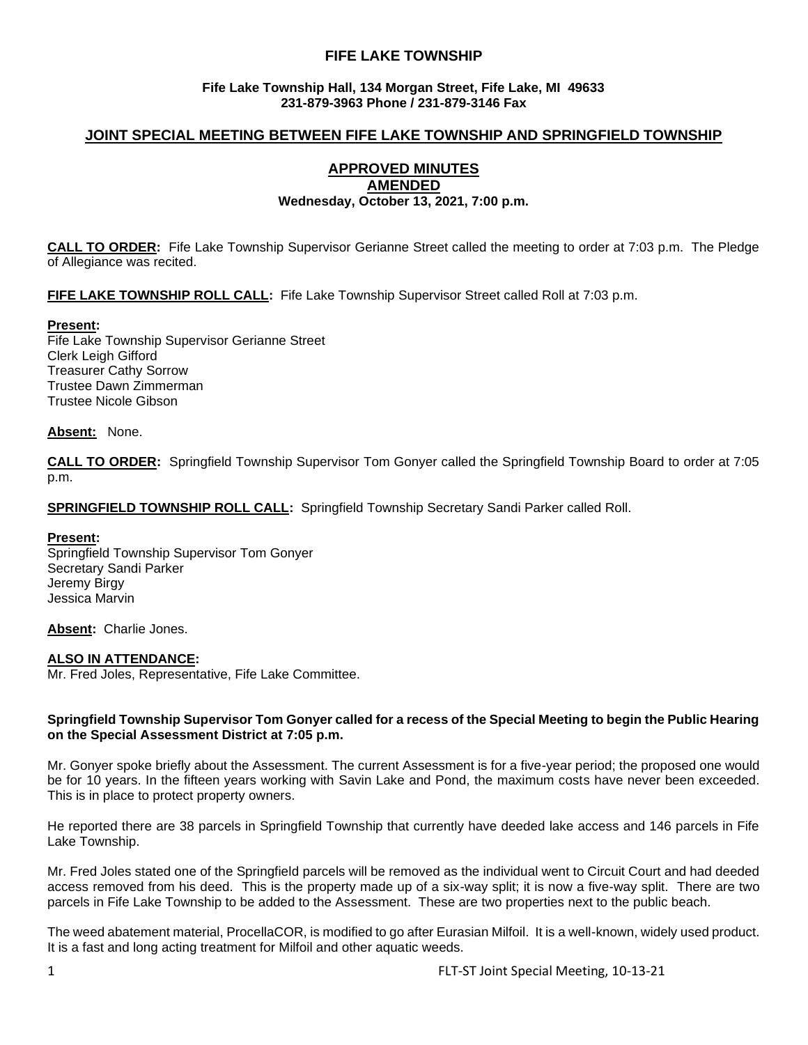# FIFE LAKE TOWNSHIP

**Fife Lake Township Hall, 134 Morgan Street, Fife Lake, MI 49633**
**231-879-3963 Phone / 231-879-3146 Fax**

## JOINT SPECIAL MEETING BETWEEN FIFE LAKE TOWNSHIP AND SPRINGFIELD TOWNSHIP

### APPROVED MINUTES
### AMENDED
**Wednesday, October 13, 2021, 7:00 p.m.**

**CALL TO ORDER:** Fife Lake Township Supervisor Gerianne Street called the meeting to order at 7:03 p.m. The Pledge of Allegiance was recited.

**FIFE LAKE TOWNSHIP ROLL CALL:** Fife Lake Township Supervisor Street called Roll at 7:03 p.m.

**Present:**
Fife Lake Township Supervisor Gerianne Street
Clerk Leigh Gifford
Treasurer Cathy Sorrow
Trustee Dawn Zimmerman
Trustee Nicole Gibson

**Absent:** None.

**CALL TO ORDER:** Springfield Township Supervisor Tom Gonyer called the Springfield Township Board to order at 7:05 p.m.

**SPRINGFIELD TOWNSHIP ROLL CALL:** Springfield Township Secretary Sandi Parker called Roll.

**Present:**
Springfield Township Supervisor Tom Gonyer
Secretary Sandi Parker
Jeremy Birgy
Jessica Marvin

**Absent:** Charlie Jones.

**ALSO IN ATTENDANCE:**
Mr. Fred Joles, Representative, Fife Lake Committee.

**Springfield Township Supervisor Tom Gonyer called for a recess of the Special Meeting to begin the Public Hearing on the Special Assessment District at 7:05 p.m.**

Mr. Gonyer spoke briefly about the Assessment. The current Assessment is for a five-year period; the proposed one would be for 10 years. In the fifteen years working with Savin Lake and Pond, the maximum costs have never been exceeded. This is in place to protect property owners.

He reported there are 38 parcels in Springfield Township that currently have deeded lake access and 146 parcels in Fife Lake Township.

Mr. Fred Joles stated one of the Springfield parcels will be removed as the individual went to Circuit Court and had deeded access removed from his deed. This is the property made up of a six-way split; it is now a five-way split. There are two parcels in Fife Lake Township to be added to the Assessment. These are two properties next to the public beach.

The weed abatement material, ProcellaCOR, is modified to go after Eurasian Milfoil. It is a well-known, widely used product. It is a fast and long acting treatment for Milfoil and other aquatic weeds.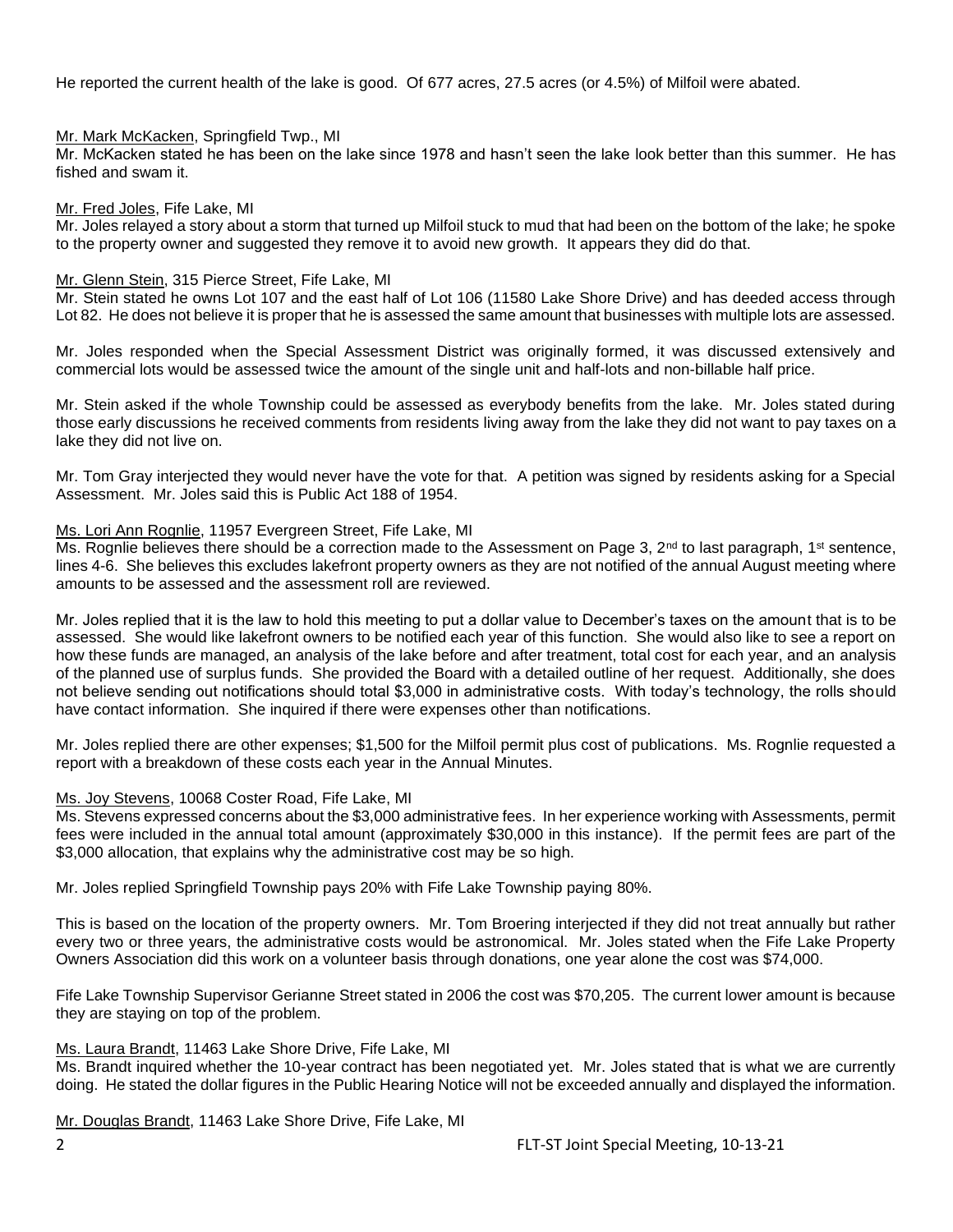He reported the current health of the lake is good. Of 677 acres, 27.5 acres (or 4.5%) of Milfoil were abated.

Mr. Mark McKacken, Springfield Twp., MI

Mr. McKacken stated he has been on the lake since 1978 and hasn't seen the lake look better than this summer. He has fished and swam it.

Mr. Fred Joles, Fife Lake, MI

Mr. Joles relayed a story about a storm that turned up Milfoil stuck to mud that had been on the bottom of the lake; he spoke to the property owner and suggested they remove it to avoid new growth. It appears they did do that.

Mr. Glenn Stein, 315 Pierce Street, Fife Lake, MI

Mr. Stein stated he owns Lot 107 and the east half of Lot 106 (11580 Lake Shore Drive) and has deeded access through Lot 82. He does not believe it is proper that he is assessed the same amount that businesses with multiple lots are assessed.

Mr. Joles responded when the Special Assessment District was originally formed, it was discussed extensively and commercial lots would be assessed twice the amount of the single unit and half-lots and non-billable half price.

Mr. Stein asked if the whole Township could be assessed as everybody benefits from the lake. Mr. Joles stated during those early discussions he received comments from residents living away from the lake they did not want to pay taxes on a lake they did not live on.

Mr. Tom Gray interjected they would never have the vote for that. A petition was signed by residents asking for a Special Assessment. Mr. Joles said this is Public Act 188 of 1954.

Ms. Lori Ann Rognlie, 11957 Evergreen Street, Fife Lake, MI

Ms. Rognlie believes there should be a correction made to the Assessment on Page 3, 2nd to last paragraph, 1st sentence, lines 4-6. She believes this excludes lakefront property owners as they are not notified of the annual August meeting where amounts to be assessed and the assessment roll are reviewed.

Mr. Joles replied that it is the law to hold this meeting to put a dollar value to December's taxes on the amount that is to be assessed. She would like lakefront owners to be notified each year of this function. She would also like to see a report on how these funds are managed, an analysis of the lake before and after treatment, total cost for each year, and an analysis of the planned use of surplus funds. She provided the Board with a detailed outline of her request. Additionally, she does not believe sending out notifications should total $3,000 in administrative costs. With today's technology, the rolls should have contact information. She inquired if there were expenses other than notifications.

Mr. Joles replied there are other expenses; $1,500 for the Milfoil permit plus cost of publications. Ms. Rognlie requested a report with a breakdown of these costs each year in the Annual Minutes.

Ms. Joy Stevens, 10068 Coster Road, Fife Lake, MI

Ms. Stevens expressed concerns about the $3,000 administrative fees. In her experience working with Assessments, permit fees were included in the annual total amount (approximately $30,000 in this instance). If the permit fees are part of the $3,000 allocation, that explains why the administrative cost may be so high.

Mr. Joles replied Springfield Township pays 20% with Fife Lake Township paying 80%.

This is based on the location of the property owners. Mr. Tom Broering interjected if they did not treat annually but rather every two or three years, the administrative costs would be astronomical. Mr. Joles stated when the Fife Lake Property Owners Association did this work on a volunteer basis through donations, one year alone the cost was $74,000.

Fife Lake Township Supervisor Gerianne Street stated in 2006 the cost was $70,205. The current lower amount is because they are staying on top of the problem.

Ms. Laura Brandt, 11463 Lake Shore Drive, Fife Lake, MI

Ms. Brandt inquired whether the 10-year contract has been negotiated yet. Mr. Joles stated that is what we are currently doing. He stated the dollar figures in the Public Hearing Notice will not be exceeded annually and displayed the information.

Mr. Douglas Brandt, 11463 Lake Shore Drive, Fife Lake, MI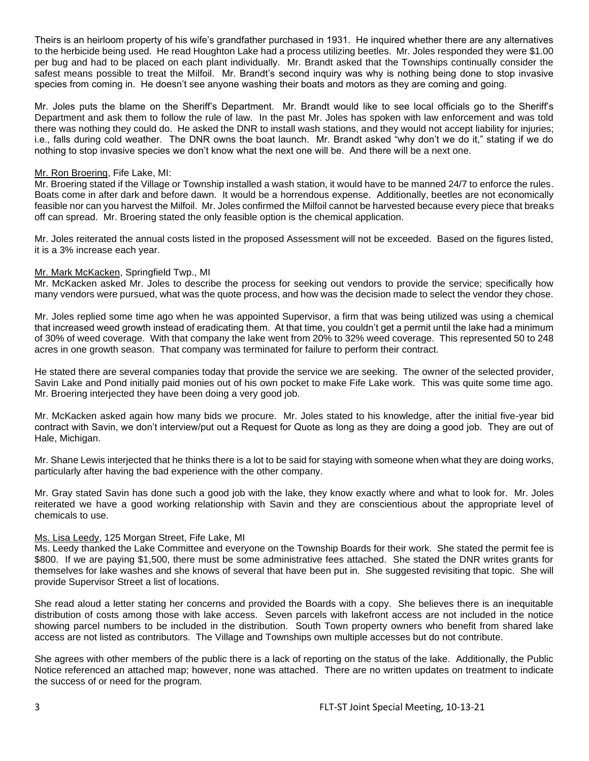Theirs is an heirloom property of his wife's grandfather purchased in 1931. He inquired whether there are any alternatives to the herbicide being used. He read Houghton Lake had a process utilizing beetles. Mr. Joles responded they were $1.00 per bug and had to be placed on each plant individually. Mr. Brandt asked that the Townships continually consider the safest means possible to treat the Milfoil. Mr. Brandt's second inquiry was why is nothing being done to stop invasive species from coming in. He doesn't see anyone washing their boats and motors as they are coming and going.

Mr. Joles puts the blame on the Sheriff's Department. Mr. Brandt would like to see local officials go to the Sheriff's Department and ask them to follow the rule of law. In the past Mr. Joles has spoken with law enforcement and was told there was nothing they could do. He asked the DNR to install wash stations, and they would not accept liability for injuries; i.e., falls during cold weather. The DNR owns the boat launch. Mr. Brandt asked "why don't we do it," stating if we do nothing to stop invasive species we don't know what the next one will be. And there will be a next one.

Mr. Ron Broering, Fife Lake, MI:

Mr. Broering stated if the Village or Township installed a wash station, it would have to be manned 24/7 to enforce the rules. Boats come in after dark and before dawn. It would be a horrendous expense. Additionally, beetles are not economically feasible nor can you harvest the Milfoil. Mr. Joles confirmed the Milfoil cannot be harvested because every piece that breaks off can spread. Mr. Broering stated the only feasible option is the chemical application.

Mr. Joles reiterated the annual costs listed in the proposed Assessment will not be exceeded. Based on the figures listed, it is a 3% increase each year.

Mr. Mark McKacken, Springfield Twp., MI

Mr. McKacken asked Mr. Joles to describe the process for seeking out vendors to provide the service; specifically how many vendors were pursued, what was the quote process, and how was the decision made to select the vendor they chose.

Mr. Joles replied some time ago when he was appointed Supervisor, a firm that was being utilized was using a chemical that increased weed growth instead of eradicating them. At that time, you couldn't get a permit until the lake had a minimum of 30% of weed coverage. With that company the lake went from 20% to 32% weed coverage. This represented 50 to 248 acres in one growth season. That company was terminated for failure to perform their contract.

He stated there are several companies today that provide the service we are seeking. The owner of the selected provider, Savin Lake and Pond initially paid monies out of his own pocket to make Fife Lake work. This was quite some time ago. Mr. Broering interjected they have been doing a very good job.

Mr. McKacken asked again how many bids we procure. Mr. Joles stated to his knowledge, after the initial five-year bid contract with Savin, we don't interview/put out a Request for Quote as long as they are doing a good job. They are out of Hale, Michigan.

Mr. Shane Lewis interjected that he thinks there is a lot to be said for staying with someone when what they are doing works, particularly after having the bad experience with the other company.

Mr. Gray stated Savin has done such a good job with the lake, they know exactly where and what to look for. Mr. Joles reiterated we have a good working relationship with Savin and they are conscientious about the appropriate level of chemicals to use.

Ms. Lisa Leedy, 125 Morgan Street, Fife Lake, MI

Ms. Leedy thanked the Lake Committee and everyone on the Township Boards for their work. She stated the permit fee is $800. If we are paying $1,500, there must be some administrative fees attached. She stated the DNR writes grants for themselves for lake washes and she knows of several that have been put in. She suggested revisiting that topic. She will provide Supervisor Street a list of locations.

She read aloud a letter stating her concerns and provided the Boards with a copy. She believes there is an inequitable distribution of costs among those with lake access. Seven parcels with lakefront access are not included in the notice showing parcel numbers to be included in the distribution. South Town property owners who benefit from shared lake access are not listed as contributors. The Village and Townships own multiple accesses but do not contribute.

She agrees with other members of the public there is a lack of reporting on the status of the lake. Additionally, the Public Notice referenced an attached map; however, none was attached. There are no written updates on treatment to indicate the success of or need for the program.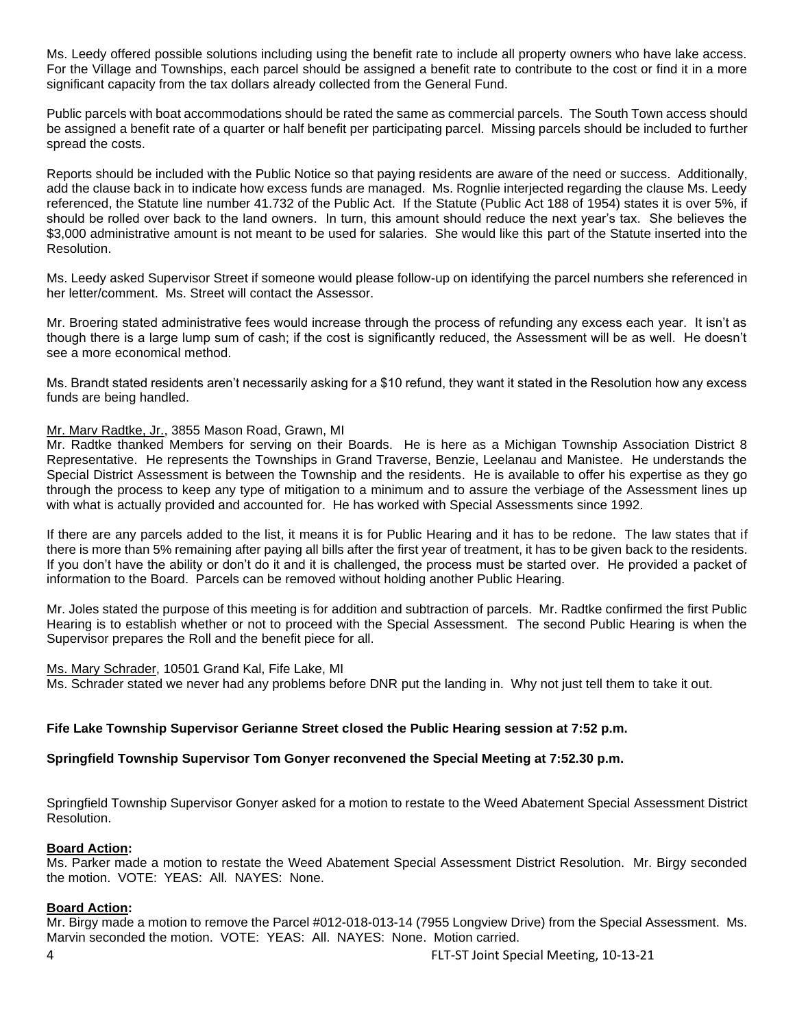Ms. Leedy offered possible solutions including using the benefit rate to include all property owners who have lake access. For the Village and Townships, each parcel should be assigned a benefit rate to contribute to the cost or find it in a more significant capacity from the tax dollars already collected from the General Fund.

Public parcels with boat accommodations should be rated the same as commercial parcels. The South Town access should be assigned a benefit rate of a quarter or half benefit per participating parcel. Missing parcels should be included to further spread the costs.

Reports should be included with the Public Notice so that paying residents are aware of the need or success. Additionally, add the clause back in to indicate how excess funds are managed. Ms. Rognlie interjected regarding the clause Ms. Leedy referenced, the Statute line number 41.732 of the Public Act. If the Statute (Public Act 188 of 1954) states it is over 5%, if should be rolled over back to the land owners. In turn, this amount should reduce the next year's tax. She believes the $3,000 administrative amount is not meant to be used for salaries. She would like this part of the Statute inserted into the Resolution.

Ms. Leedy asked Supervisor Street if someone would please follow-up on identifying the parcel numbers she referenced in her letter/comment. Ms. Street will contact the Assessor.

Mr. Broering stated administrative fees would increase through the process of refunding any excess each year. It isn't as though there is a large lump sum of cash; if the cost is significantly reduced, the Assessment will be as well. He doesn't see a more economical method.

Ms. Brandt stated residents aren't necessarily asking for a $10 refund, they want it stated in the Resolution how any excess funds are being handled.

Mr. Marv Radtke, Jr., 3855 Mason Road, Grawn, MI
Mr. Radtke thanked Members for serving on their Boards. He is here as a Michigan Township Association District 8 Representative. He represents the Townships in Grand Traverse, Benzie, Leelanau and Manistee. He understands the Special District Assessment is between the Township and the residents. He is available to offer his expertise as they go through the process to keep any type of mitigation to a minimum and to assure the verbiage of the Assessment lines up with what is actually provided and accounted for. He has worked with Special Assessments since 1992.

If there are any parcels added to the list, it means it is for Public Hearing and it has to be redone. The law states that if there is more than 5% remaining after paying all bills after the first year of treatment, it has to be given back to the residents. If you don't have the ability or don't do it and it is challenged, the process must be started over. He provided a packet of information to the Board. Parcels can be removed without holding another Public Hearing.

Mr. Joles stated the purpose of this meeting is for addition and subtraction of parcels. Mr. Radtke confirmed the first Public Hearing is to establish whether or not to proceed with the Special Assessment. The second Public Hearing is when the Supervisor prepares the Roll and the benefit piece for all.

Ms. Mary Schrader, 10501 Grand Kal, Fife Lake, MI
Ms. Schrader stated we never had any problems before DNR put the landing in. Why not just tell them to take it out.

**Fife Lake Township Supervisor Gerianne Street closed the Public Hearing session at 7:52 p.m.**

**Springfield Township Supervisor Tom Gonyer reconvened the Special Meeting at 7:52.30 p.m.**

Springfield Township Supervisor Gonyer asked for a motion to restate to the Weed Abatement Special Assessment District Resolution.

**Board Action:**
Ms. Parker made a motion to restate the Weed Abatement Special Assessment District Resolution. Mr. Birgy seconded the motion. VOTE: YEAS: All. NAYES: None.

**Board Action:**
Mr. Birgy made a motion to remove the Parcel #012-018-013-14 (7955 Longview Drive) from the Special Assessment. Ms. Marvin seconded the motion. VOTE: YEAS: All. NAYES: None. Motion carried.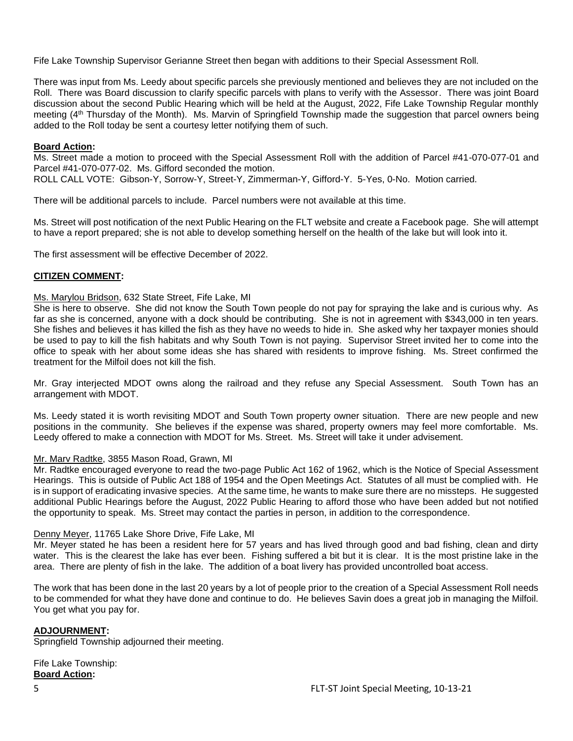Fife Lake Township Supervisor Gerianne Street then began with additions to their Special Assessment Roll.

There was input from Ms. Leedy about specific parcels she previously mentioned and believes they are not included on the Roll. There was Board discussion to clarify specific parcels with plans to verify with the Assessor. There was joint Board discussion about the second Public Hearing which will be held at the August, 2022, Fife Lake Township Regular monthly meeting (4th Thursday of the Month). Ms. Marvin of Springfield Township made the suggestion that parcel owners being added to the Roll today be sent a courtesy letter notifying them of such.

**Board Action:**

Ms. Street made a motion to proceed with the Special Assessment Roll with the addition of Parcel #41-070-077-01 and Parcel #41-070-077-02. Ms. Gifford seconded the motion.

ROLL CALL VOTE: Gibson-Y, Sorrow-Y, Street-Y, Zimmerman-Y, Gifford-Y. 5-Yes, 0-No. Motion carried.

There will be additional parcels to include. Parcel numbers were not available at this time.

Ms. Street will post notification of the next Public Hearing on the FLT website and create a Facebook page. She will attempt to have a report prepared; she is not able to develop something herself on the health of the lake but will look into it.

The first assessment will be effective December of 2022.

**CITIZEN COMMENT:**

Ms. Marylou Bridson, 632 State Street, Fife Lake, MI

She is here to observe. She did not know the South Town people do not pay for spraying the lake and is curious why. As far as she is concerned, anyone with a dock should be contributing. She is not in agreement with $343,000 in ten years. She fishes and believes it has killed the fish as they have no weeds to hide in. She asked why her taxpayer monies should be used to pay to kill the fish habitats and why South Town is not paying. Supervisor Street invited her to come into the office to speak with her about some ideas she has shared with residents to improve fishing. Ms. Street confirmed the treatment for the Milfoil does not kill the fish.

Mr. Gray interjected MDOT owns along the railroad and they refuse any Special Assessment. South Town has an arrangement with MDOT.

Ms. Leedy stated it is worth revisiting MDOT and South Town property owner situation. There are new people and new positions in the community. She believes if the expense was shared, property owners may feel more comfortable. Ms. Leedy offered to make a connection with MDOT for Ms. Street. Ms. Street will take it under advisement.

Mr. Marv Radtke, 3855 Mason Road, Grawn, MI

Mr. Radtke encouraged everyone to read the two-page Public Act 162 of 1962, which is the Notice of Special Assessment Hearings. This is outside of Public Act 188 of 1954 and the Open Meetings Act. Statutes of all must be complied with. He is in support of eradicating invasive species. At the same time, he wants to make sure there are no missteps. He suggested additional Public Hearings before the August, 2022 Public Hearing to afford those who have been added but not notified the opportunity to speak. Ms. Street may contact the parties in person, in addition to the correspondence.

Denny Meyer, 11765 Lake Shore Drive, Fife Lake, MI

Mr. Meyer stated he has been a resident here for 57 years and has lived through good and bad fishing, clean and dirty water. This is the clearest the lake has ever been. Fishing suffered a bit but it is clear. It is the most pristine lake in the area. There are plenty of fish in the lake. The addition of a boat livery has provided uncontrolled boat access.

The work that has been done in the last 20 years by a lot of people prior to the creation of a Special Assessment Roll needs to be commended for what they have done and continue to do. He believes Savin does a great job in managing the Milfoil. You get what you pay for.

**ADJOURNMENT:**

Springfield Township adjourned their meeting.

Fife Lake Township:

**Board Action:**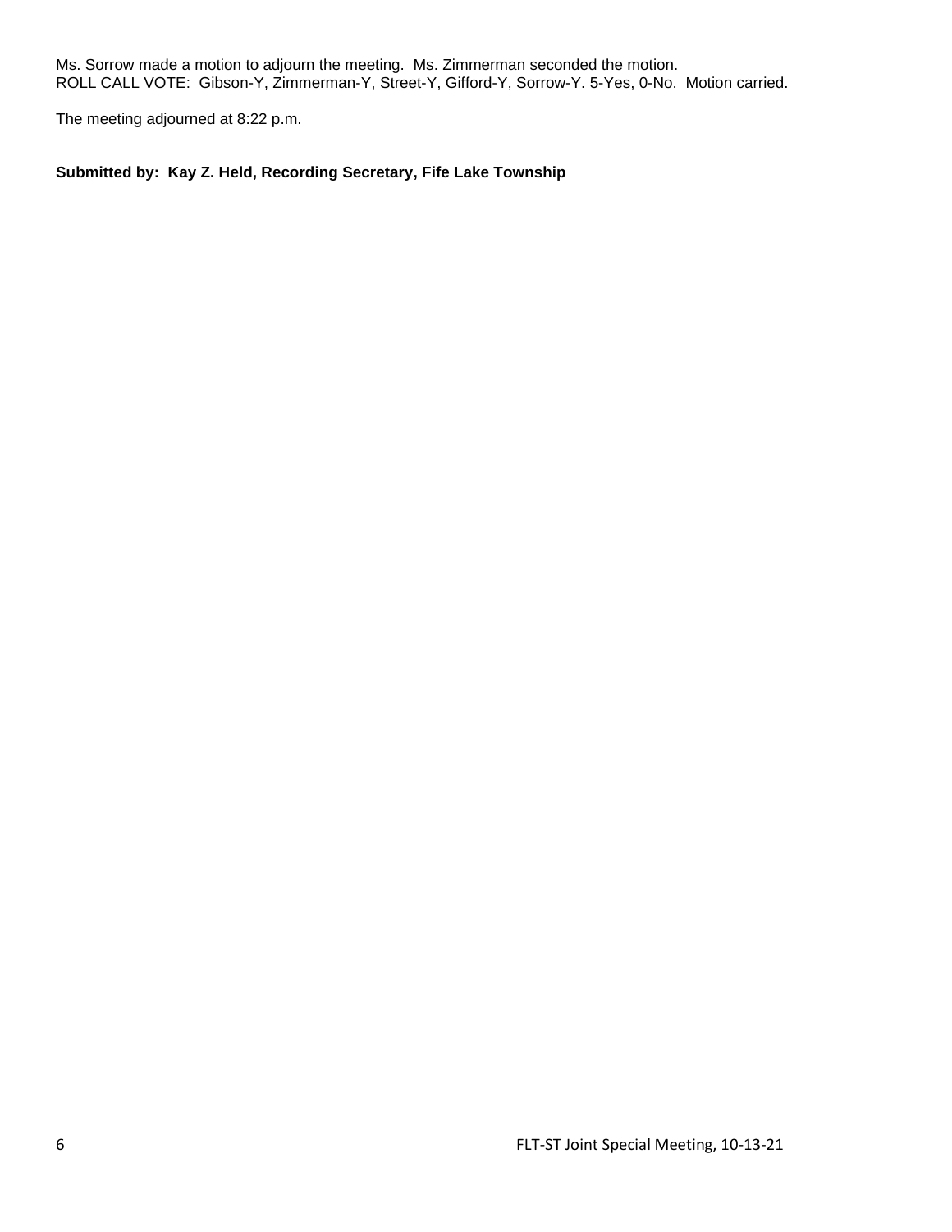Ms. Sorrow made a motion to adjourn the meeting. Ms. Zimmerman seconded the motion.
ROLL CALL VOTE: Gibson-Y, Zimmerman-Y, Street-Y, Gifford-Y, Sorrow-Y. 5-Yes, 0-No. Motion carried.

The meeting adjourned at 8:22 p.m.

**Submitted by: Kay Z. Held, Recording Secretary, Fife Lake Township**